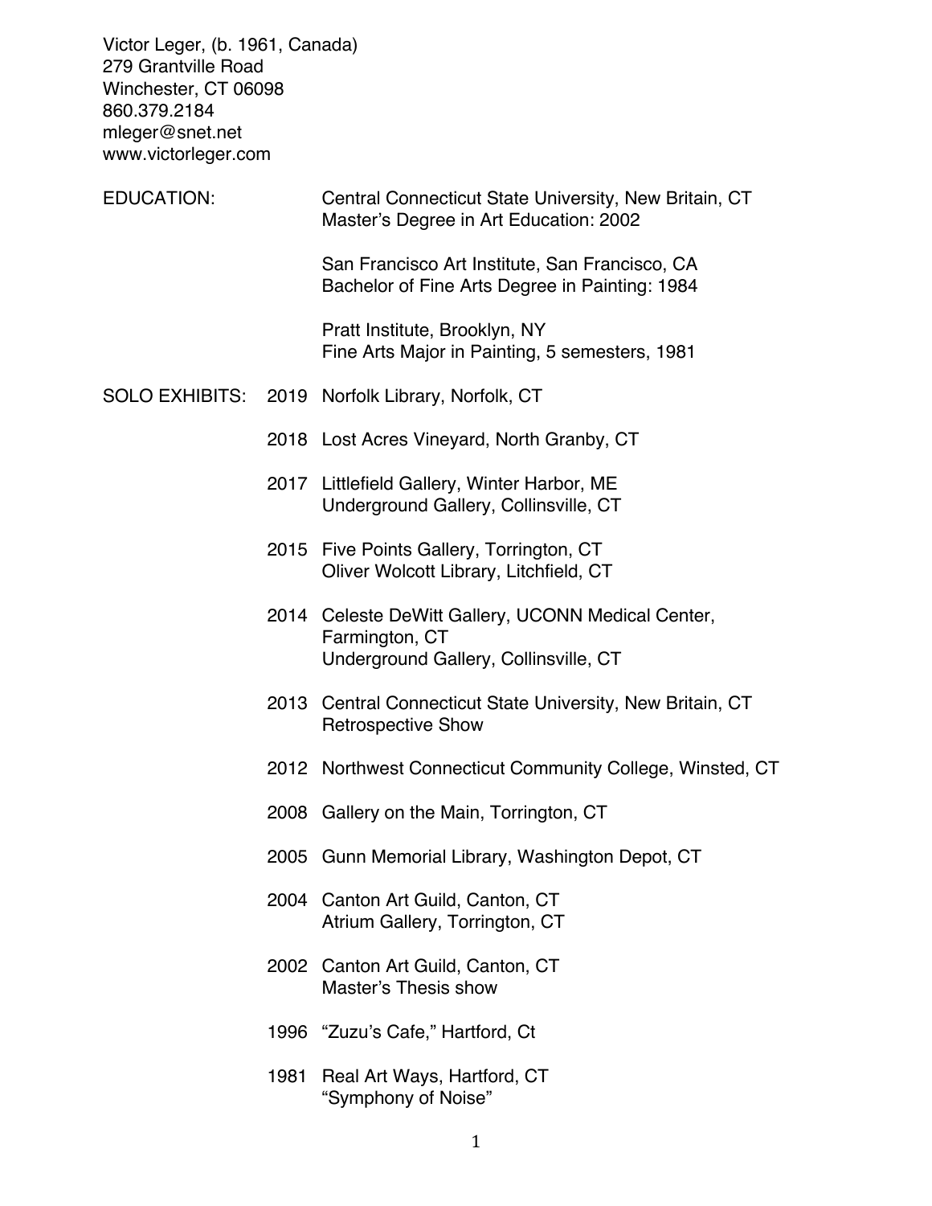Victor Leger, (b. 1961, Canada)
279 Grantville Road
Winchester, CT 06098
860.379.2184
mleger@snet.net
www.victorleger.com

## EDUCATION:

Central Connecticut State University, New Britain, CT
Master's Degree in Art Education: 2002

San Francisco Art Institute, San Francisco, CA
Bachelor of Fine Arts Degree in Painting: 1984

Pratt Institute, Brooklyn, NY
Fine Arts Major in Painting, 5 semesters, 1981

## SOLO EXHIBITS:

**2019** Norfolk Library, Norfolk, CT

**2018** Lost Acres Vineyard, North Granby, CT

**2017** Littlefield Gallery, Winter Harbor, ME
Underground Gallery, Collinsville, CT

**2015** Five Points Gallery, Torrington, CT
Oliver Wolcott Library, Litchfield, CT

**2014** Celeste DeWitt Gallery, UCONN Medical Center, Farmington, CT
Underground Gallery, Collinsville, CT

**2013** Central Connecticut State University, New Britain, CT
Retrospective Show

**2012** Northwest Connecticut Community College, Winsted, CT

**2008** Gallery on the Main, Torrington, CT

**2005** Gunn Memorial Library, Washington Depot, CT

**2004** Canton Art Guild, Canton, CT
Atrium Gallery, Torrington, CT

**2002** Canton Art Guild, Canton, CT
Master's Thesis show

**1996** "Zuzu's Cafe," Hartford, Ct

**1981** Real Art Ways, Hartford, CT
"Symphony of Noise"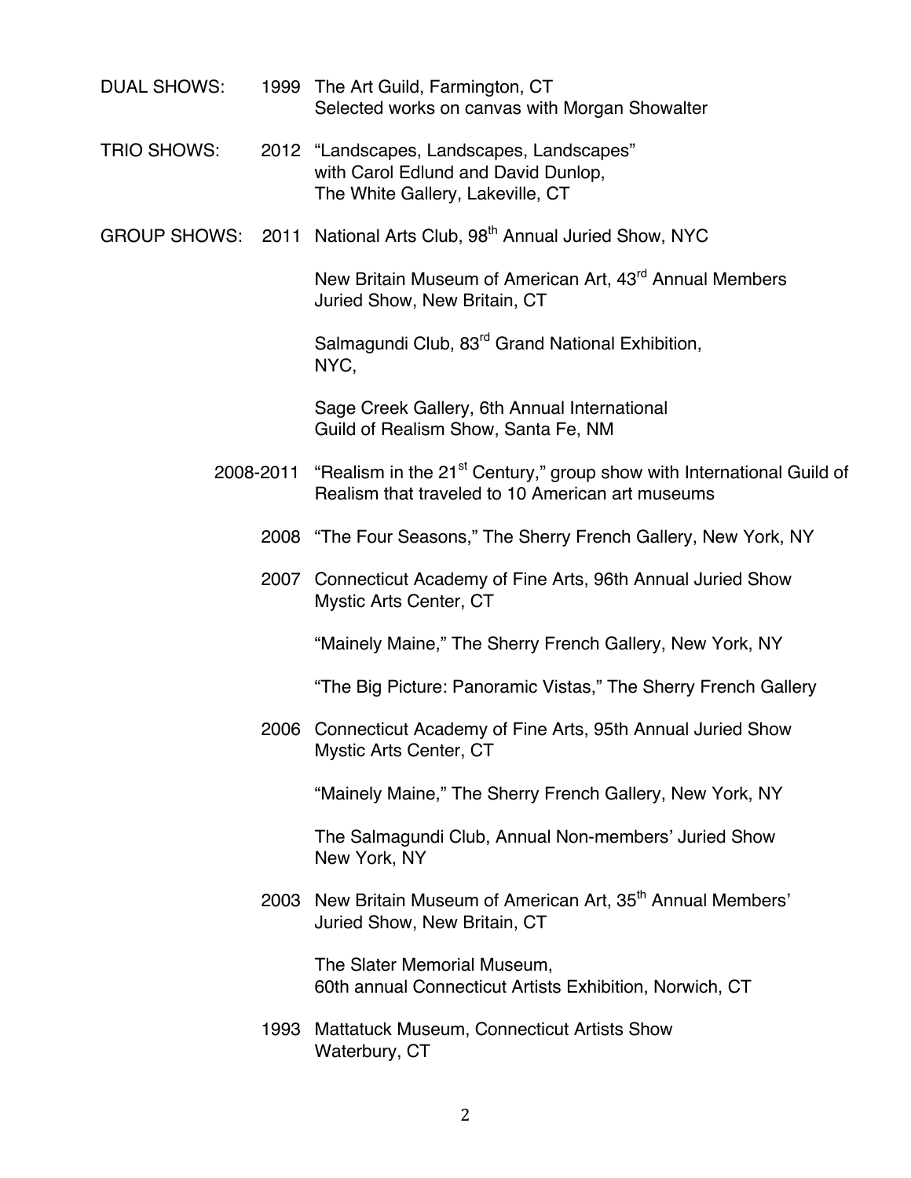**DUAL SHOWS:**

1999 The Art Guild, Farmington, CT
Selected works on canvas with Morgan Showalter

**TRIO SHOWS:**

2012 "Landscapes, Landscapes, Landscapes"
with Carol Edlund and David Dunlop,
The White Gallery, Lakeville, CT

**GROUP SHOWS:**

2011 National Arts Club, 98th Annual Juried Show, NYC

New Britain Museum of American Art, 43rd Annual Members Juried Show, New Britain, CT

Salmagundi Club, 83rd Grand National Exhibition, NYC,

Sage Creek Gallery, 6th Annual International Guild of Realism Show, Santa Fe, NM

2008-2011 "Realism in the 21st Century," group show with International Guild of Realism that traveled to 10 American art museums

2008 "The Four Seasons," The Sherry French Gallery, New York, NY

2007 Connecticut Academy of Fine Arts, 96th Annual Juried Show
Mystic Arts Center, CT

"Mainely Maine," The Sherry French Gallery, New York, NY

"The Big Picture: Panoramic Vistas," The Sherry French Gallery

2006 Connecticut Academy of Fine Arts, 95th Annual Juried Show
Mystic Arts Center, CT

"Mainely Maine," The Sherry French Gallery, New York, NY

The Salmagundi Club, Annual Non-members' Juried Show
New York, NY

2003 New Britain Museum of American Art, 35th Annual Members' Juried Show, New Britain, CT

The Slater Memorial Museum,
60th annual Connecticut Artists Exhibition, Norwich, CT

1993 Mattatuck Museum, Connecticut Artists Show
Waterbury, CT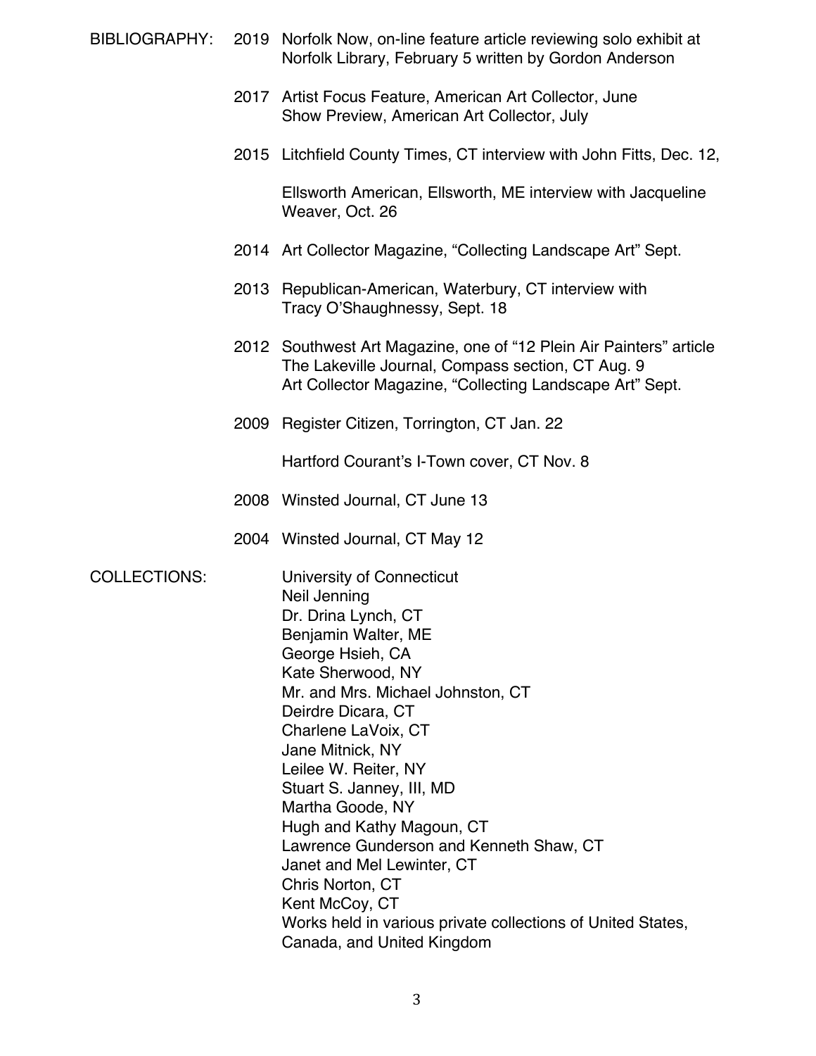## BIBLIOGRAPHY:

**2019** Norfolk Now, on-line feature article reviewing solo exhibit at Norfolk Library, February 5 written by Gordon Anderson

**2017** Artist Focus Feature, American Art Collector, June
Show Preview, American Art Collector, July

**2015** Litchfield County Times, CT interview with John Fitts, Dec. 12,

Ellsworth American, Ellsworth, ME interview with Jacqueline Weaver, Oct. 26

**2014** Art Collector Magazine, "Collecting Landscape Art" Sept.

**2013** Republican-American, Waterbury, CT interview with Tracy O'Shaughnessy, Sept. 18

**2012** Southwest Art Magazine, one of "12 Plein Air Painters" article
The Lakeville Journal, Compass section, CT Aug. 9
Art Collector Magazine, "Collecting Landscape Art" Sept.

**2009** Register Citizen, Torrington, CT Jan. 22

Hartford Courant's I-Town cover, CT Nov. 8

**2008** Winsted Journal, CT June 13

**2004** Winsted Journal, CT May 12

## COLLECTIONS:

University of Connecticut
Neil Jenning
Dr. Drina Lynch, CT
Benjamin Walter, ME
George Hsieh, CA
Kate Sherwood, NY
Mr. and Mrs. Michael Johnston, CT
Deirdre Dicara, CT
Charlene LaVoix, CT
Jane Mitnick, NY
Leilee W. Reiter, NY
Stuart S. Janney, III, MD
Martha Goode, NY
Hugh and Kathy Magoun, CT
Lawrence Gunderson and Kenneth Shaw, CT
Janet and Mel Lewinter, CT
Chris Norton, CT
Kent McCoy, CT
Works held in various private collections of United States, Canada, and United Kingdom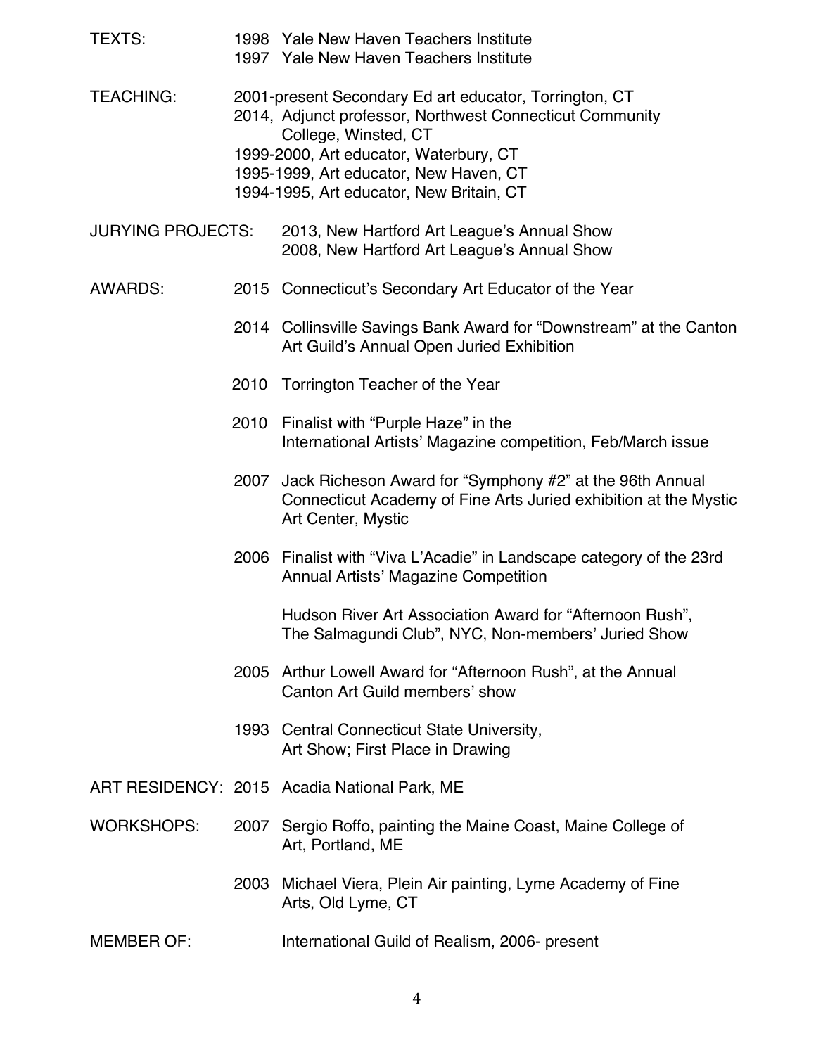**TEXTS:**

- 1998 Yale New Haven Teachers Institute
- 1997 Yale New Haven Teachers Institute

**TEACHING:**

- 2001-present Secondary Ed art educator, Torrington, CT
- 2014, Adjunct professor, Northwest Connecticut Community College, Winsted, CT
- 1999-2000, Art educator, Waterbury, CT
- 1995-1999, Art educator, New Haven, CT
- 1994-1995, Art educator, New Britain, CT

**JURYING PROJECTS:**

- 2013, New Hartford Art League's Annual Show
- 2008, New Hartford Art League's Annual Show

**AWARDS:**

- 2015 Connecticut's Secondary Art Educator of the Year
- 2014 Collinsville Savings Bank Award for "Downstream" at the Canton Art Guild's Annual Open Juried Exhibition
- 2010 Torrington Teacher of the Year
- 2010 Finalist with "Purple Haze" in the International Artists' Magazine competition, Feb/March issue
- 2007 Jack Richeson Award for "Symphony #2" at the 96th Annual Connecticut Academy of Fine Arts Juried exhibition at the Mystic Art Center, Mystic
- 2006 Finalist with "Viva L'Acadie" in Landscape category of the 23rd Annual Artists' Magazine Competition

  Hudson River Art Association Award for "Afternoon Rush", The Salmagundi Club", NYC, Non-members' Juried Show
- 2005 Arthur Lowell Award for "Afternoon Rush", at the Annual Canton Art Guild members' show
- 1993 Central Connecticut State University, Art Show; First Place in Drawing

**ART RESIDENCY:**

- 2015 Acadia National Park, ME

**WORKSHOPS:**

- 2007 Sergio Roffo, painting the Maine Coast, Maine College of Art, Portland, ME
- 2003 Michael Viera, Plein Air painting, Lyme Academy of Fine Arts, Old Lyme, CT

**MEMBER OF:**

- International Guild of Realism, 2006- present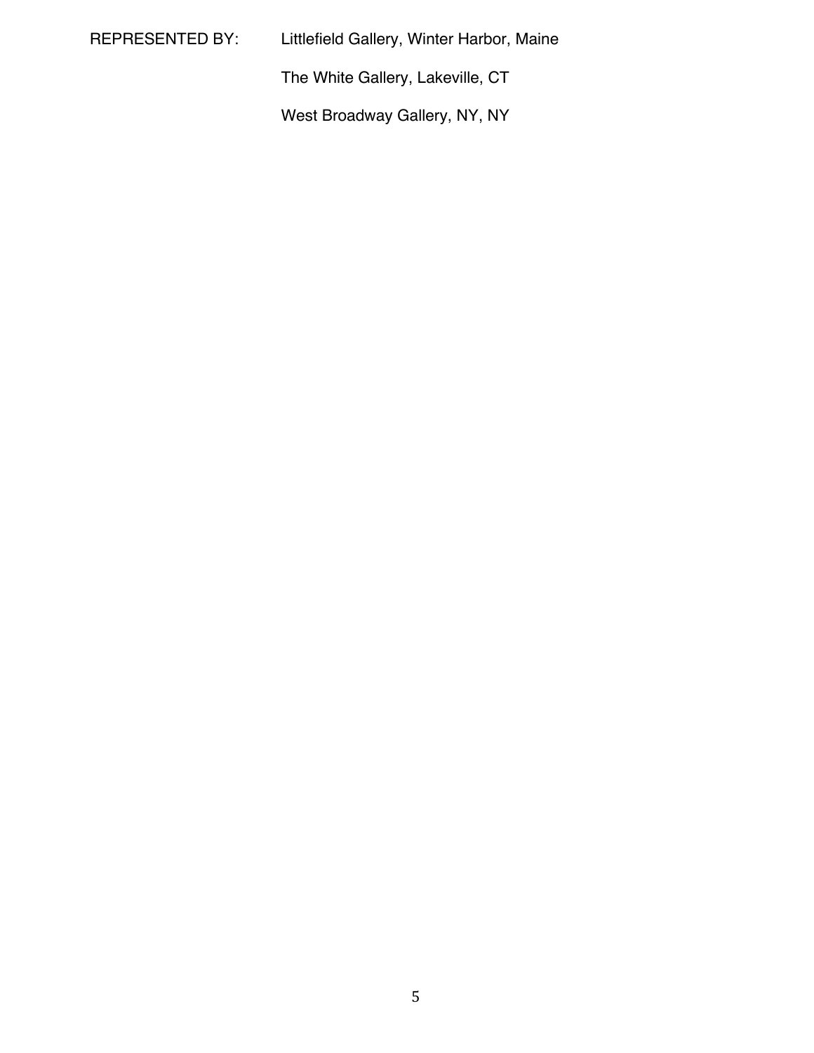REPRESENTED BY: Littlefield Gallery, Winter Harbor, Maine

The White Gallery, Lakeville, CT

West Broadway Gallery, NY, NY